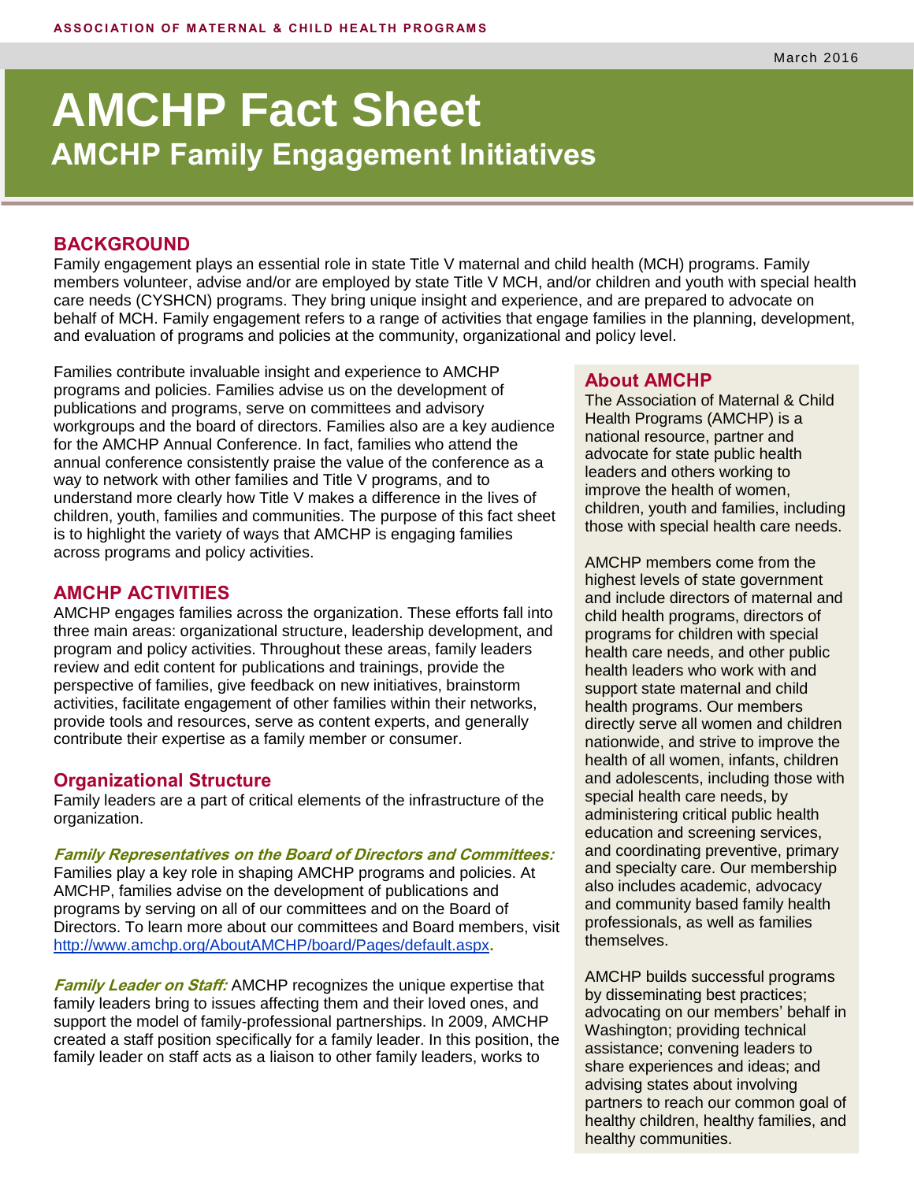ASSOCIATION OF MATERNAL & CHILD HEALTH PROGRAMS

March 2016

# AMCHP Fact Sheet

## AMCHP Family Engagement Initiatives

## BACKGROUND

Family engagement plays an essential role in state Title V maternal and child health (MCH) programs. Family members volunteer, advise and/or are employed by state Title V MCH, and/or children and youth with special health care needs (CYSHCN) programs. They bring unique insight and experience, and are prepared to advocate on behalf of MCH. Family engagement refers to a range of activities that engage families in the planning, development, and evaluation of programs and policies at the community, organizational and policy level.

Families contribute invaluable insight and experience to AMCHP programs and policies. Families advise us on the development of publications and programs, serve on committees and advisory workgroups and the board of directors. Families also are a key audience for the AMCHP Annual Conference. In fact, families who attend the annual conference consistently praise the value of the conference as a way to network with other families and Title V programs, and to understand more clearly how Title V makes a difference in the lives of children, youth, families and communities. The purpose of this fact sheet is to highlight the variety of ways that AMCHP is engaging families across programs and policy activities.

## AMCHP ACTIVITIES

AMCHP engages families across the organization. These efforts fall into three main areas: organizational structure, leadership development, and program and policy activities. Throughout these areas, family leaders review and edit content for publications and trainings, provide the perspective of families, give feedback on new initiatives, brainstorm activities, facilitate engagement of other families within their networks, provide tools and resources, serve as content experts, and generally contribute their expertise as a family member or consumer.

### Organizational Structure

Family leaders are a part of critical elements of the infrastructure of the organization.

***Family Representatives on the Board of Directors and Committees:*** Families play a key role in shaping AMCHP programs and policies. At AMCHP, families advise on the development of publications and programs by serving on all of our committees and on the Board of Directors. To learn more about our committees and Board members, visit http://www.amchp.org/AboutAMCHP/board/Pages/default.aspx.

***Family Leader on Staff:*** AMCHP recognizes the unique expertise that family leaders bring to issues affecting them and their loved ones, and support the model of family-professional partnerships. In 2009, AMCHP created a staff position specifically for a family leader. In this position, the family leader on staff acts as a liaison to other family leaders, works to

### About AMCHP

The Association of Maternal & Child Health Programs (AMCHP) is a national resource, partner and advocate for state public health leaders and others working to improve the health of women, children, youth and families, including those with special health care needs.

AMCHP members come from the highest levels of state government and include directors of maternal and child health programs, directors of programs for children with special health care needs, and other public health leaders who work with and support state maternal and child health programs. Our members directly serve all women and children nationwide, and strive to improve the health of all women, infants, children and adolescents, including those with special health care needs, by administering critical public health education and screening services, and coordinating preventive, primary and specialty care. Our membership also includes academic, advocacy and community based family health professionals, as well as families themselves.

AMCHP builds successful programs by disseminating best practices; advocating on our members' behalf in Washington; providing technical assistance; convening leaders to share experiences and ideas; and advising states about involving partners to reach our common goal of healthy children, healthy families, and healthy communities.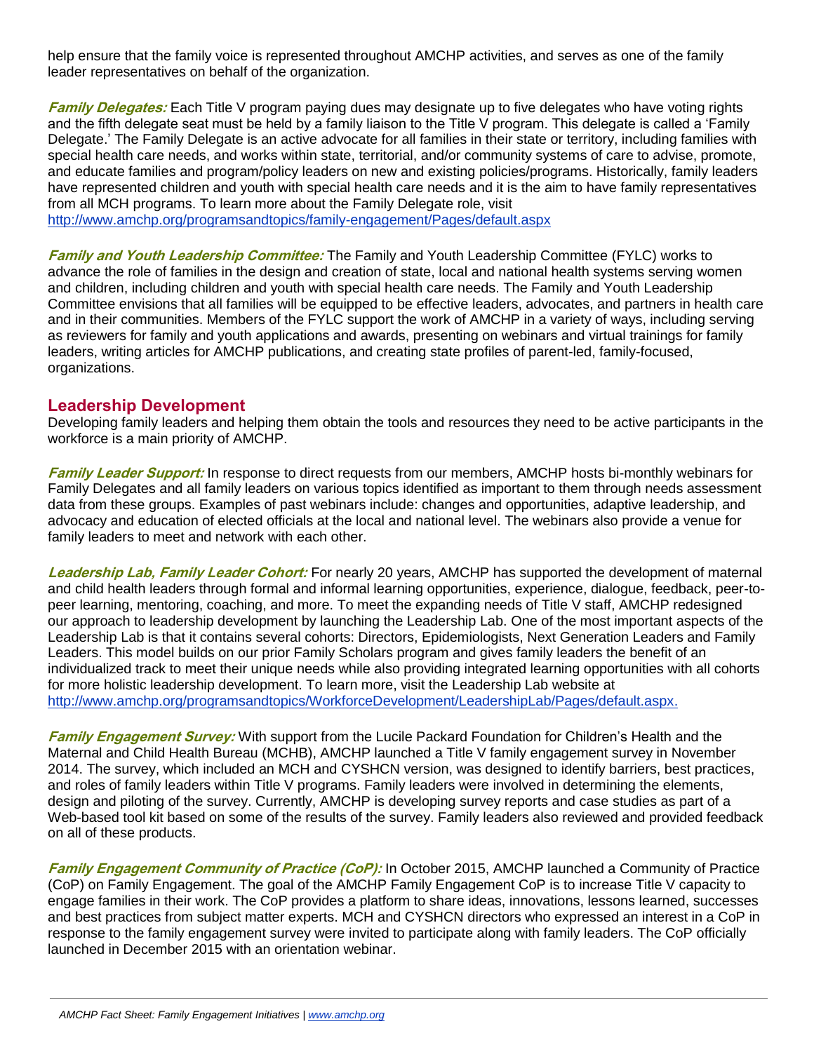help ensure that the family voice is represented throughout AMCHP activities, and serves as one of the family leader representatives on behalf of the organization.

***Family Delegates:*** Each Title V program paying dues may designate up to five delegates who have voting rights and the fifth delegate seat must be held by a family liaison to the Title V program. This delegate is called a 'Family Delegate.' The Family Delegate is an active advocate for all families in their state or territory, including families with special health care needs, and works within state, territorial, and/or community systems of care to advise, promote, and educate families and program/policy leaders on new and existing policies/programs. Historically, family leaders have represented children and youth with special health care needs and it is the aim to have family representatives from all MCH programs. To learn more about the Family Delegate role, visit http://www.amchp.org/programsandtopics/family-engagement/Pages/default.aspx

***Family and Youth Leadership Committee:*** The Family and Youth Leadership Committee (FYLC) works to advance the role of families in the design and creation of state, local and national health systems serving women and children, including children and youth with special health care needs. The Family and Youth Leadership Committee envisions that all families will be equipped to be effective leaders, advocates, and partners in health care and in their communities. Members of the FYLC support the work of AMCHP in a variety of ways, including serving as reviewers for family and youth applications and awards, presenting on webinars and virtual trainings for family leaders, writing articles for AMCHP publications, and creating state profiles of parent-led, family-focused, organizations.

## Leadership Development

Developing family leaders and helping them obtain the tools and resources they need to be active participants in the workforce is a main priority of AMCHP.

***Family Leader Support:*** In response to direct requests from our members, AMCHP hosts bi-monthly webinars for Family Delegates and all family leaders on various topics identified as important to them through needs assessment data from these groups. Examples of past webinars include: changes and opportunities, adaptive leadership, and advocacy and education of elected officials at the local and national level. The webinars also provide a venue for family leaders to meet and network with each other.

***Leadership Lab, Family Leader Cohort:*** For nearly 20 years, AMCHP has supported the development of maternal and child health leaders through formal and informal learning opportunities, experience, dialogue, feedback, peer-to-peer learning, mentoring, coaching, and more. To meet the expanding needs of Title V staff, AMCHP redesigned our approach to leadership development by launching the Leadership Lab. One of the most important aspects of the Leadership Lab is that it contains several cohorts: Directors, Epidemiologists, Next Generation Leaders and Family Leaders. This model builds on our prior Family Scholars program and gives family leaders the benefit of an individualized track to meet their unique needs while also providing integrated learning opportunities with all cohorts for more holistic leadership development. To learn more, visit the Leadership Lab website at http://www.amchp.org/programsandtopics/WorkforceDevelopment/LeadershipLab/Pages/default.aspx.

***Family Engagement Survey:*** With support from the Lucile Packard Foundation for Children's Health and the Maternal and Child Health Bureau (MCHB), AMCHP launched a Title V family engagement survey in November 2014. The survey, which included an MCH and CYSHCN version, was designed to identify barriers, best practices, and roles of family leaders within Title V programs. Family leaders were involved in determining the elements, design and piloting of the survey. Currently, AMCHP is developing survey reports and case studies as part of a Web-based tool kit based on some of the results of the survey. Family leaders also reviewed and provided feedback on all of these products.

***Family Engagement Community of Practice (CoP):*** In October 2015, AMCHP launched a Community of Practice (CoP) on Family Engagement. The goal of the AMCHP Family Engagement CoP is to increase Title V capacity to engage families in their work. The CoP provides a platform to share ideas, innovations, lessons learned, successes and best practices from subject matter experts. MCH and CYSHCN directors who expressed an interest in a CoP in response to the family engagement survey were invited to participate along with family leaders. The CoP officially launched in December 2015 with an orientation webinar.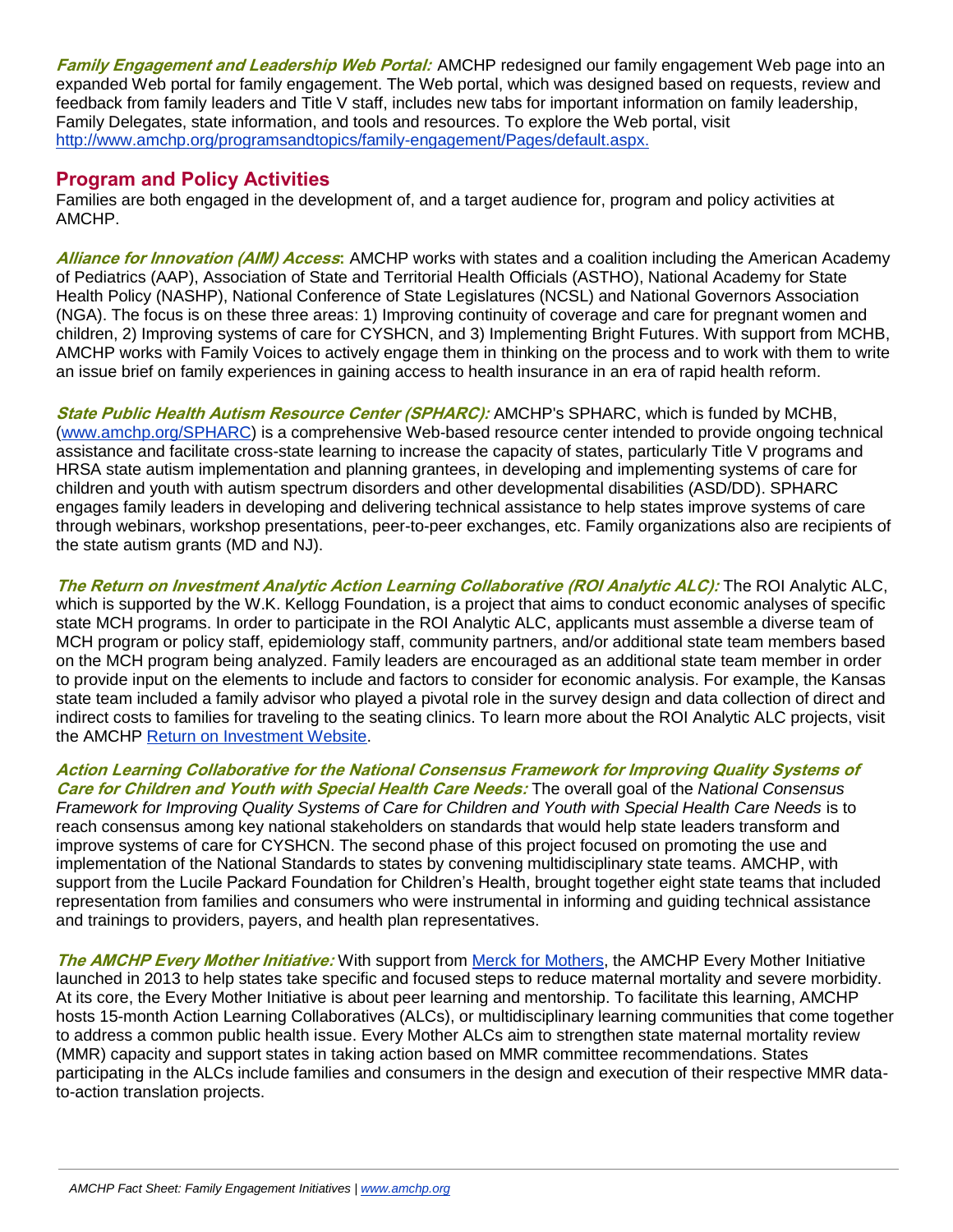***Family Engagement and Leadership Web Portal:*** AMCHP redesigned our family engagement Web page into an expanded Web portal for family engagement. The Web portal, which was designed based on requests, review and feedback from family leaders and Title V staff, includes new tabs for important information on family leadership, Family Delegates, state information, and tools and resources. To explore the Web portal, visit [http://www.amchp.org/programsandtopics/family-engagement/Pages/default.aspx.](http://www.amchp.org/programsandtopics/family-engagement/Pages/default.aspx)

## Program and Policy Activities

Families are both engaged in the development of, and a target audience for, program and policy activities at AMCHP.

***Alliance for Innovation (AIM) Access*:** AMCHP works with states and a coalition including the American Academy of Pediatrics (AAP), Association of State and Territorial Health Officials (ASTHO), National Academy for State Health Policy (NASHP), National Conference of State Legislatures (NCSL) and National Governors Association (NGA). The focus is on these three areas: 1) Improving continuity of coverage and care for pregnant women and children, 2) Improving systems of care for CYSHCN, and 3) Implementing Bright Futures. With support from MCHB, AMCHP works with Family Voices to actively engage them in thinking on the process and to work with them to write an issue brief on family experiences in gaining access to health insurance in an era of rapid health reform.

***State Public Health Autism Resource Center (SPHARC):*** AMCHP's SPHARC, which is funded by MCHB, ([www.amchp.org/SPHARC](http://www.amchp.org/SPHARC)) is a comprehensive Web-based resource center intended to provide ongoing technical assistance and facilitate cross-state learning to increase the capacity of states, particularly Title V programs and HRSA state autism implementation and planning grantees, in developing and implementing systems of care for children and youth with autism spectrum disorders and other developmental disabilities (ASD/DD). SPHARC engages family leaders in developing and delivering technical assistance to help states improve systems of care through webinars, workshop presentations, peer-to-peer exchanges, etc. Family organizations also are recipients of the state autism grants (MD and NJ).

***The Return on Investment Analytic Action Learning Collaborative (ROI Analytic ALC):*** The ROI Analytic ALC, which is supported by the W.K. Kellogg Foundation, is a project that aims to conduct economic analyses of specific state MCH programs. In order to participate in the ROI Analytic ALC, applicants must assemble a diverse team of MCH program or policy staff, epidemiology staff, community partners, and/or additional state team members based on the MCH program being analyzed. Family leaders are encouraged as an additional state team member in order to provide input on the elements to include and factors to consider for economic analysis. For example, the Kansas state team included a family advisor who played a pivotal role in the survey design and data collection of direct and indirect costs to families for traveling to the seating clinics. To learn more about the ROI Analytic ALC projects, visit the AMCHP Return on Investment Website.

***Action Learning Collaborative for the National Consensus Framework for Improving Quality Systems of Care for Children and Youth with Special Health Care Needs:*** The overall goal of the *National Consensus Framework for Improving Quality Systems of Care for Children and Youth with Special Health Care Needs* is to reach consensus among key national stakeholders on standards that would help state leaders transform and improve systems of care for CYSHCN. The second phase of this project focused on promoting the use and implementation of the National Standards to states by convening multidisciplinary state teams. AMCHP, with support from the Lucile Packard Foundation for Children's Health, brought together eight state teams that included representation from families and consumers who were instrumental in informing and guiding technical assistance and trainings to providers, payers, and health plan representatives.

***The AMCHP Every Mother Initiative:*** With support from Merck for Mothers, the AMCHP Every Mother Initiative launched in 2013 to help states take specific and focused steps to reduce maternal mortality and severe morbidity. At its core, the Every Mother Initiative is about peer learning and mentorship. To facilitate this learning, AMCHP hosts 15-month Action Learning Collaboratives (ALCs), or multidisciplinary learning communities that come together to address a common public health issue. Every Mother ALCs aim to strengthen state maternal mortality review (MMR) capacity and support states in taking action based on MMR committee recommendations. States participating in the ALCs include families and consumers in the design and execution of their respective MMR data-to-action translation projects.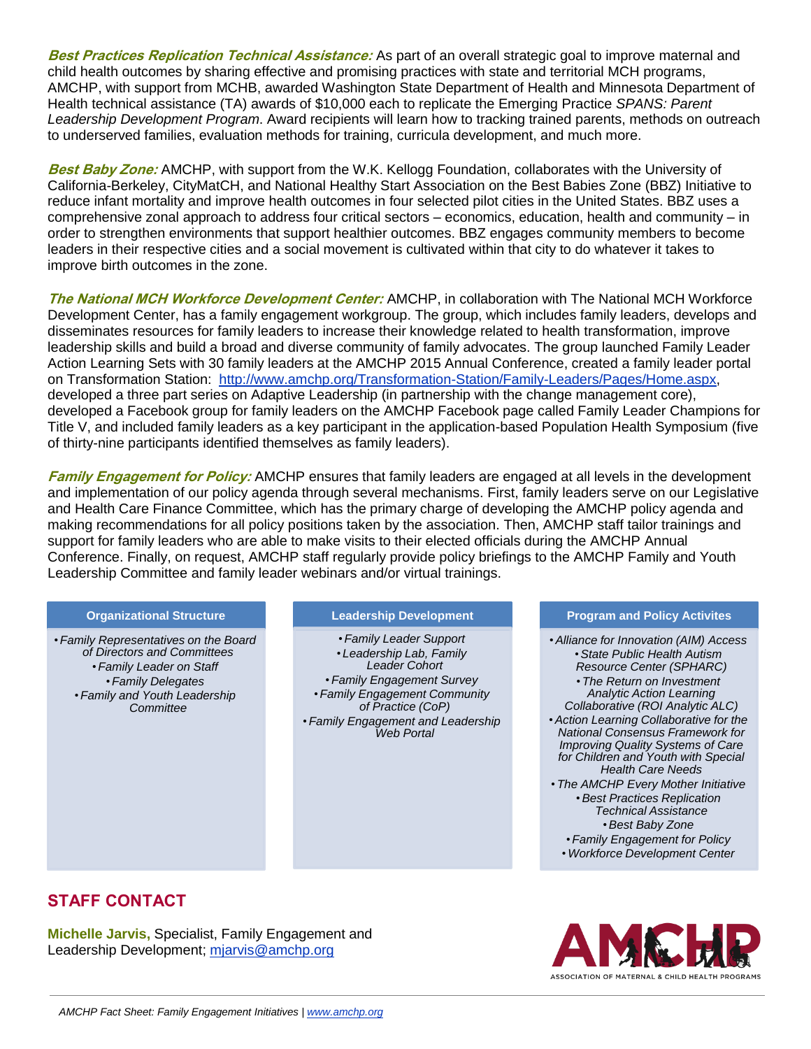***Best Practices Replication Technical Assistance:*** As part of an overall strategic goal to improve maternal and child health outcomes by sharing effective and promising practices with state and territorial MCH programs, AMCHP, with support from MCHB, awarded Washington State Department of Health and Minnesota Department of Health technical assistance (TA) awards of $10,000 each to replicate the Emerging Practice *SPANS: Parent Leadership Development Program*. Award recipients will learn how to tracking trained parents, methods on outreach to underserved families, evaluation methods for training, curricula development, and much more.

***Best Baby Zone:*** AMCHP, with support from the W.K. Kellogg Foundation, collaborates with the University of California-Berkeley, CityMatCH, and National Healthy Start Association on the Best Babies Zone (BBZ) Initiative to reduce infant mortality and improve health outcomes in four selected pilot cities in the United States. BBZ uses a comprehensive zonal approach to address four critical sectors – economics, education, health and community – in order to strengthen environments that support healthier outcomes. BBZ engages community members to become leaders in their respective cities and a social movement is cultivated within that city to do whatever it takes to improve birth outcomes in the zone.

***The National MCH Workforce Development Center:*** AMCHP, in collaboration with The National MCH Workforce Development Center, has a family engagement workgroup. The group, which includes family leaders, develops and disseminates resources for family leaders to increase their knowledge related to health transformation, improve leadership skills and build a broad and diverse community of family advocates. The group launched Family Leader Action Learning Sets with 30 family leaders at the AMCHP 2015 Annual Conference, created a family leader portal on Transformation Station: http://www.amchp.org/Transformation-Station/Family-Leaders/Pages/Home.aspx, developed a three part series on Adaptive Leadership (in partnership with the change management core), developed a Facebook group for family leaders on the AMCHP Facebook page called Family Leader Champions for Title V, and included family leaders as a key participant in the application-based Population Health Symposium (five of thirty-nine participants identified themselves as family leaders).

***Family Engagement for Policy:*** AMCHP ensures that family leaders are engaged at all levels in the development and implementation of our policy agenda through several mechanisms. First, family leaders serve on our Legislative and Health Care Finance Committee, which has the primary charge of developing the AMCHP policy agenda and making recommendations for all policy positions taken by the association. Then, AMCHP staff tailor trainings and support for family leaders who are able to make visits to their elected officials during the AMCHP Annual Conference. Finally, on request, AMCHP staff regularly provide policy briefings to the AMCHP Family and Youth Leadership Committee and family leader webinars and/or virtual trainings.

| Organizational Structure | Leadership Development | Program and Policy Activites |
|---|---|---|
| • *Family Representatives on the Board of Directors and Committees*<br>• *Family Leader on Staff*<br>• *Family Delegates*<br>• *Family and Youth Leadership Committee* | • *Family Leader Support*<br>• *Leadership Lab, Family Leader Cohort*<br>• *Family Engagement Survey*<br>• *Family Engagement Community of Practice (CoP)*<br>• *Family Engagement and Leadership Web Portal* | • *Alliance for Innovation (AIM) Access*<br>• *State Public Health Autism Resource Center (SPHARC)*<br>• *The Return on Investment Analytic Action Learning Collaborative (ROI Analytic ALC)*<br>• *Action Learning Collaborative for the National Consensus Framework for Improving Quality Systems of Care for Children and Youth with Special Health Care Needs*<br>• *The AMCHP Every Mother Initiative*<br>• *Best Practices Replication Technical Assistance*<br>• *Best Baby Zone*<br>• *Family Engagement for Policy*<br>• *Workforce Development Center* |

## STAFF CONTACT

**Michelle Jarvis,** Specialist, Family Engagement and Leadership Development; mjarvis@amchp.org

AMCHP
ASSOCIATION OF MATERNAL & CHILD HEALTH PROGRAMS